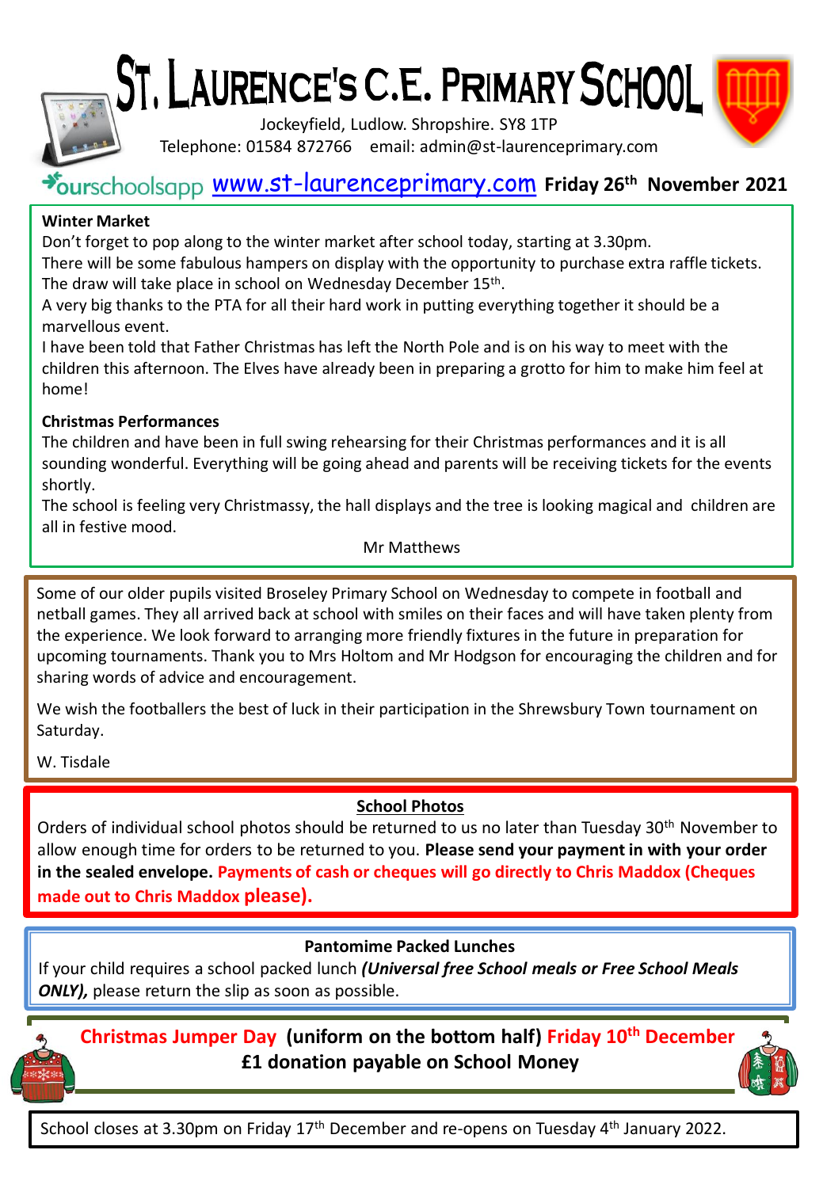# ST. LAURENCE'S C.E. PRIMARY SCHOOL

Jockeyfield, Ludlow. Shropshire. SY8 1TP

Telephone: 01584 872766 email: admin@st-laurenceprimary.com

ourschoolsapp www.st-laurenceprimary.com **Friday 26th November 2021**

**Winter Market**

Don't forget to pop along to the winter market after school today, starting at 3.30pm.
There will be some fabulous hampers on display with the opportunity to purchase extra raffle tickets. The draw will take place in school on Wednesday December 15th.
A very big thanks to the PTA for all their hard work in putting everything together it should be a marvellous event.
I have been told that Father Christmas has left the North Pole and is on his way to meet with the children this afternoon. The Elves have already been in preparing a grotto for him to make him feel at home!

**Christmas Performances**

The children and have been in full swing rehearsing for their Christmas performances and it is all sounding wonderful. Everything will be going ahead and parents will be receiving tickets for the events shortly.
The school is feeling very Christmassy, the hall displays and the tree is looking magical and children are all in festive mood.

Mr Matthews

Some of our older pupils visited Broseley Primary School on Wednesday to compete in football and netball games. They all arrived back at school with smiles on their faces and will have taken plenty from the experience. We look forward to arranging more friendly fixtures in the future in preparation for upcoming tournaments. Thank you to Mrs Holtom and Mr Hodgson for encouraging the children and for sharing words of advice and encouragement.

We wish the footballers the best of luck in their participation in the Shrewsbury Town tournament on Saturday.

W. Tisdale

**School Photos**

Orders of individual school photos should be returned to us no later than Tuesday 30th November to allow enough time for orders to be returned to you. **Please send your payment in with your order in the sealed envelope. Payments of cash or cheques will go directly to Chris Maddox (Cheques made out to Chris Maddox please).**

**Pantomime Packed Lunches**

If your child requires a school packed lunch ***(Universal free School meals or Free School Meals ONLY),*** please return the slip as soon as possible.

**Christmas Jumper Day (uniform on the bottom half) Friday 10th December**
**£1 donation payable on School Money**

School closes at 3.30pm on Friday 17th December and re-opens on Tuesday 4th January 2022.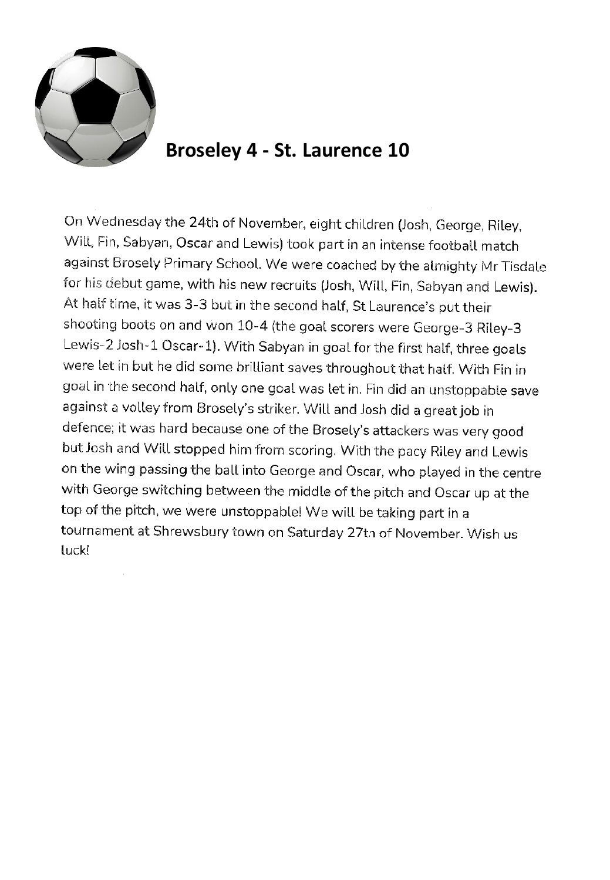## Broseley 4 - St. Laurence 10

On Wednesday the 24th of November, eight children (Josh, George, Riley, Will, Fin, Sabyan, Oscar and Lewis) took part in an intense football match against Brosely Primary School. We were coached by the almighty Mr Tisdale for his debut game, with his new recruits (Josh, Will, Fin, Sabyan and Lewis). At half time, it was 3-3 but in the second half, St Laurence's put their shooting boots on and won 10-4 (the goal scorers were George-3 Riley-3 Lewis-2 Josh-1 Oscar-1). With Sabyan in goal for the first half, three goals were let in but he did some brilliant saves throughout that half. With Fin in goal in the second half, only one goal was let in. Fin did an unstoppable save against a volley from Brosely's striker. Will and Josh did a great job in defence; it was hard because one of the Brosely's attackers was very good but Josh and Will stopped him from scoring. With the pacy Riley and Lewis on the wing passing the ball into George and Oscar, who played in the centre with George switching between the middle of the pitch and Oscar up at the top of the pitch, we were unstoppable! We will be taking part in a tournament at Shrewsbury town on Saturday 27th of November. Wish us luck!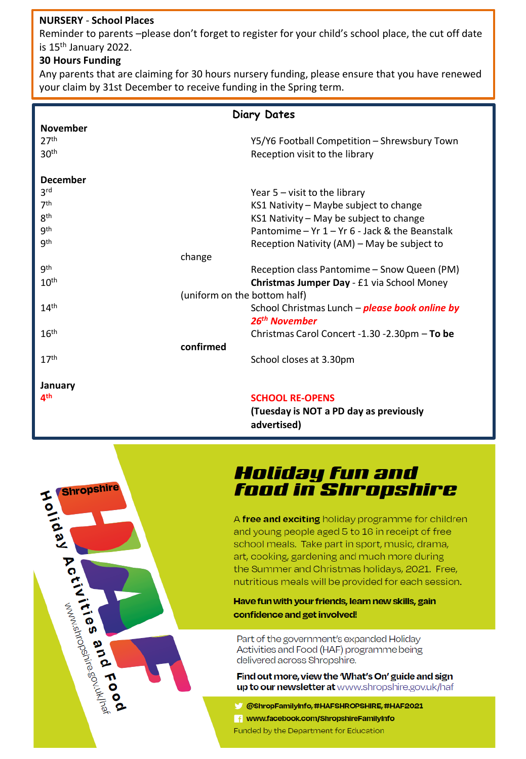**NURSERY - School Places**

Reminder to parents –please don't forget to register for your child's school place, the cut off date is 15th January 2022.

**30 Hours Funding**

Any parents that are claiming for 30 hours nursery funding, please ensure that you have renewed your claim by 31st December to receive funding in the Spring term.

## Diary Dates

| | |
|---|---|
| **November** | |
| 27th | Y5/Y6 Football Competition – Shrewsbury Town |
| 30th | Reception visit to the library |
| **December** | |
| 3rd | Year 5 – visit to the library |
| 7th | KS1 Nativity – Maybe subject to change |
| 8th | KS1 Nativity – May be subject to change |
| 9th | Pantomime – Yr 1 – Yr 6 - Jack & the Beanstalk |
| 9th | Reception Nativity (AM) – May be subject to change |
| 9th | Reception class Pantomime – Snow Queen (PM) |
| 10th | **Christmas Jumper Day** - £1 via School Money (uniform on the bottom half) |
| 14th | School Christmas Lunch – ***please book online by 26th November*** |
| 16th | Christmas Carol Concert -1.30 -2.30pm – **To be confirmed** |
| 17th | School closes at 3.30pm |
| **January** | |
| **4th** | **SCHOOL RE-OPENS** **(Tuesday is NOT a PD day as previously advertised)** |

Shropshire

Holiday Activities and Food

www.shropshire.gov.uk/haf

# Holiday fun and food in Shropshire

A **free and exciting** holiday programme for children and young people aged 5 to 16 in receipt of free school meals. Take part in sport, music, drama, art, cooking, gardening and much more during the Summer and Christmas holidays, 2021. Free, nutritious meals will be provided for each session.

**Have fun with your friends, learn new skills, gain confidence and get involved!**

Part of the government's expanded Holiday Activities and Food (HAF) programme being delivered across Shropshire.

**Find out more, view the 'What's On' guide and sign up to our newsletter at** www.shropshire.gov.uk/haf

**@ShropFamilyInfo, #HAFSHROPSHIRE, #HAF2021**

**www.facebook.com/ShropshireFamilyInfo**

Funded by the Department for Education